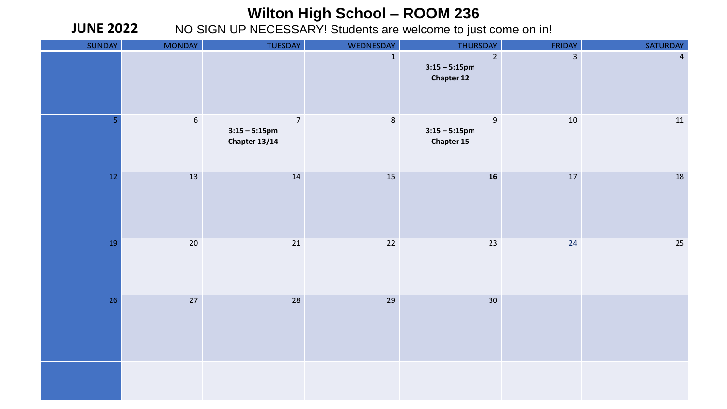# Wilton High School – ROOM 236

**JUNE 2022**

NO SIGN UP NECESSARY! Students are welcome to just come on in!

| SUNDAY | MONDAY | TUESDAY | WEDNESDAY | THURSDAY | FRIDAY | SATURDAY |
|---|---|---|---|---|---|---|
| | | | 1 | 2 **3:15 – 5:15pm Chapter 12** | 3 | 4 |
| 5 | 6 | 7 **3:15 – 5:15pm Chapter 13/14** | 8 | 9 **3:15 – 5:15pm Chapter 15** | 10 | 11 |
| 12 | 13 | 14 | 15 | **16** | 17 | 18 |
| 19 | 20 | 21 | 22 | 23 | 24 | 25 |
| 26 | 27 | 28 | 29 | 30 | | |
| | | | | | | |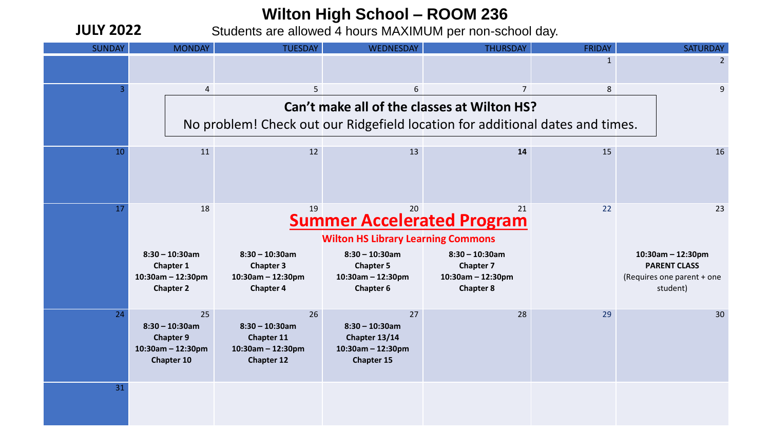# Wilton High School – ROOM 236

**JULY 2022**

Students are allowed 4 hours MAXIMUM per non-school day.

| SUNDAY | MONDAY | TUESDAY | WEDNESDAY | THURSDAY | FRIDAY | SATURDAY |
|---|---|---|---|---|---|---|
| | | | | | 1 | 2 |
| 3 | 4 | 5 | 6 | 7 | 8 | 9 |
| 10 | 11 | 12 | 13 | 14 | 15 | 16 |
| 17 | 18<br>**8:30 – 10:30am**<br>**Chapter 1**<br>**10:30am – 12:30pm**<br>**Chapter 2** | 19<br>**8:30 – 10:30am**<br>**Chapter 3**<br>**10:30am – 12:30pm**<br>**Chapter 4** | 20<br>**8:30 – 10:30am**<br>**Chapter 5**<br>**10:30am – 12:30pm**<br>**Chapter 6** | 21<br>**8:30 – 10:30am**<br>**Chapter 7**<br>**10:30am – 12:30pm**<br>**Chapter 8** | 22 | 23<br>**10:30am – 12:30pm**<br>**PARENT CLASS**<br>(Requires one parent + one student) |
| 24 | 25<br>**8:30 – 10:30am**<br>**Chapter 9**<br>**10:30am – 12:30pm**<br>**Chapter 10** | 26<br>**8:30 – 10:30am**<br>**Chapter 11**<br>**10:30am – 12:30pm**<br>**Chapter 12** | 27<br>**8:30 – 10:30am**<br>**Chapter 13/14**<br>**10:30am – 12:30pm**<br>**Chapter 15** | 28 | 29 | 30 |
| 31 | | | | | | |

**Can't make all of the classes at Wilton HS?**

No problem! Check out our Ridgefield location for additional dates and times.

## Summer Accelerated Program

**Wilton HS Library Learning Commons**